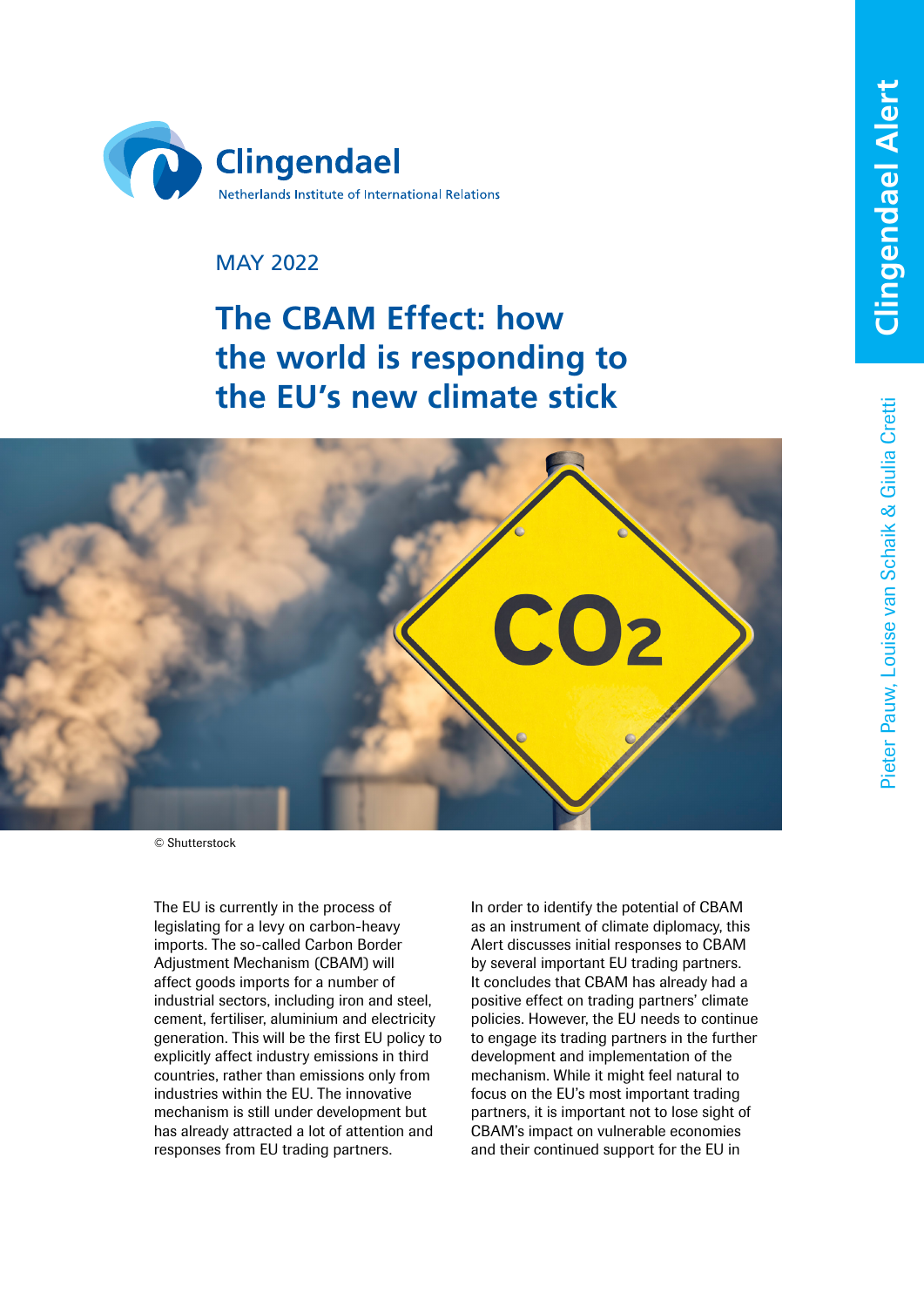Clingendael

Netherlands Institute of International Relations

Clingendael Alert

MAY 2022

# The CBAM Effect: how the world is responding to the EU's new climate stick

Pieter Pauw, Louise van Schaik & Giulia Cretti

© Shutterstock

The EU is currently in the process of legislating for a levy on carbon-heavy imports. The so-called Carbon Border Adjustment Mechanism (CBAM) will affect goods imports for a number of industrial sectors, including iron and steel, cement, fertiliser, aluminium and electricity generation. This will be the first EU policy to explicitly affect industry emissions in third countries, rather than emissions only from industries within the EU. The innovative mechanism is still under development but has already attracted a lot of attention and responses from EU trading partners.

In order to identify the potential of CBAM as an instrument of climate diplomacy, this Alert discusses initial responses to CBAM by several important EU trading partners. It concludes that CBAM has already had a positive effect on trading partners' climate policies. However, the EU needs to continue to engage its trading partners in the further development and implementation of the mechanism. While it might feel natural to focus on the EU's most important trading partners, it is important not to lose sight of CBAM's impact on vulnerable economies and their continued support for the EU in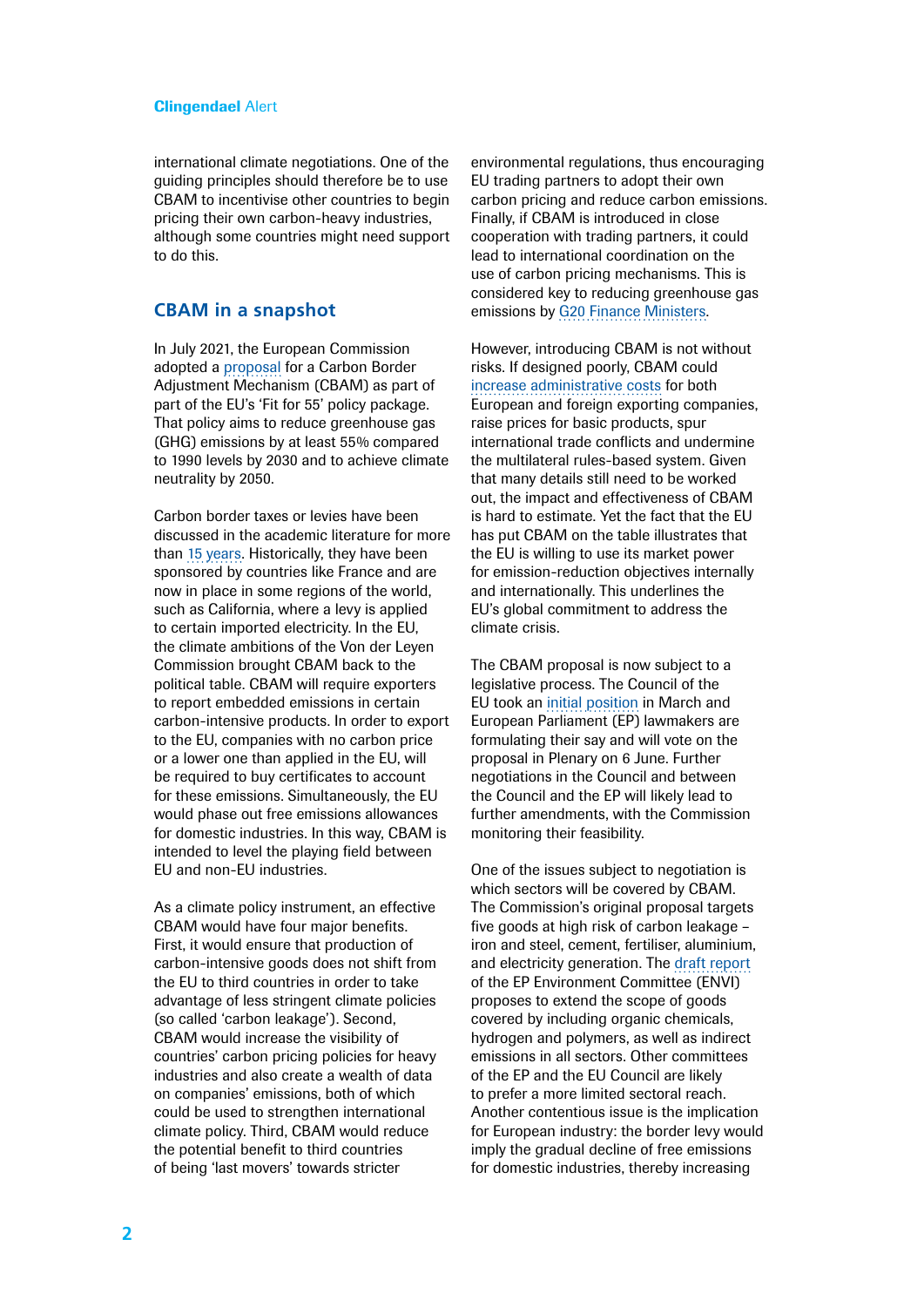international climate negotiations. One of the guiding principles should therefore be to use CBAM to incentivise other countries to begin pricing their own carbon-heavy industries, although some countries might need support to do this.

## CBAM in a snapshot

In July 2021, the European Commission adopted a proposal for a Carbon Border Adjustment Mechanism (CBAM) as part of part of the EU's 'Fit for 55' policy package. That policy aims to reduce greenhouse gas (GHG) emissions by at least 55% compared to 1990 levels by 2030 and to achieve climate neutrality by 2050.

Carbon border taxes or levies have been discussed in the academic literature for more than 15 years. Historically, they have been sponsored by countries like France and are now in place in some regions of the world, such as California, where a levy is applied to certain imported electricity. In the EU, the climate ambitions of the Von der Leyen Commission brought CBAM back to the political table. CBAM will require exporters to report embedded emissions in certain carbon-intensive products. In order to export to the EU, companies with no carbon price or a lower one than applied in the EU, will be required to buy certificates to account for these emissions. Simultaneously, the EU would phase out free emissions allowances for domestic industries. In this way, CBAM is intended to level the playing field between EU and non-EU industries.

As a climate policy instrument, an effective CBAM would have four major benefits. First, it would ensure that production of carbon-intensive goods does not shift from the EU to third countries in order to take advantage of less stringent climate policies (so called 'carbon leakage'). Second, CBAM would increase the visibility of countries' carbon pricing policies for heavy industries and also create a wealth of data on companies' emissions, both of which could be used to strengthen international climate policy. Third, CBAM would reduce the potential benefit to third countries of being 'last movers' towards stricter environmental regulations, thus encouraging EU trading partners to adopt their own carbon pricing and reduce carbon emissions. Finally, if CBAM is introduced in close cooperation with trading partners, it could lead to international coordination on the use of carbon pricing mechanisms. This is considered key to reducing greenhouse gas emissions by G20 Finance Ministers.

However, introducing CBAM is not without risks. If designed poorly, CBAM could increase administrative costs for both European and foreign exporting companies, raise prices for basic products, spur international trade conflicts and undermine the multilateral rules-based system. Given that many details still need to be worked out, the impact and effectiveness of CBAM is hard to estimate. Yet the fact that the EU has put CBAM on the table illustrates that the EU is willing to use its market power for emission-reduction objectives internally and internationally. This underlines the EU's global commitment to address the climate crisis.

The CBAM proposal is now subject to a legislative process. The Council of the EU took an initial position in March and European Parliament (EP) lawmakers are formulating their say and will vote on the proposal in Plenary on 6 June. Further negotiations in the Council and between the Council and the EP will likely lead to further amendments, with the Commission monitoring their feasibility.

One of the issues subject to negotiation is which sectors will be covered by CBAM. The Commission's original proposal targets five goods at high risk of carbon leakage – iron and steel, cement, fertiliser, aluminium, and electricity generation. The draft report of the EP Environment Committee (ENVI) proposes to extend the scope of goods covered by including organic chemicals, hydrogen and polymers, as well as indirect emissions in all sectors. Other committees of the EP and the EU Council are likely to prefer a more limited sectoral reach. Another contentious issue is the implication for European industry: the border levy would imply the gradual decline of free emissions for domestic industries, thereby increasing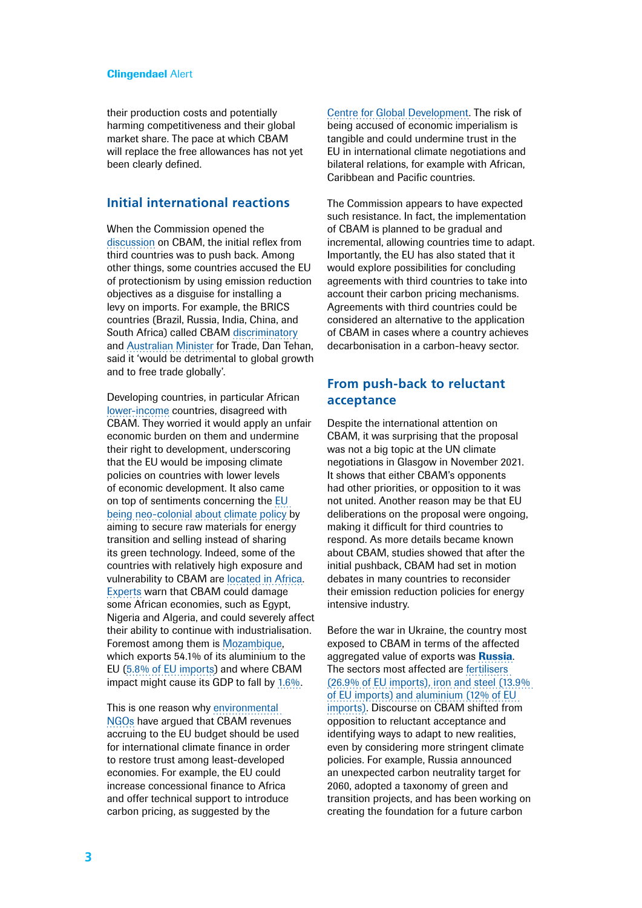their production costs and potentially harming competitiveness and their global market share. The pace at which CBAM will replace the free allowances has not yet been clearly defined.

## Initial international reactions

When the Commission opened the discussion on CBAM, the initial reflex from third countries was to push back. Among other things, some countries accused the EU of protectionism by using emission reduction objectives as a disguise for installing a levy on imports. For example, the BRICS countries (Brazil, Russia, India, China, and South Africa) called CBAM discriminatory and Australian Minister for Trade, Dan Tehan, said it 'would be detrimental to global growth and to free trade globally'.

Developing countries, in particular African lower-income countries, disagreed with CBAM. They worried it would apply an unfair economic burden on them and undermine their right to development, underscoring that the EU would be imposing climate policies on countries with lower levels of economic development. It also came on top of sentiments concerning the EU being neo-colonial about climate policy by aiming to secure raw materials for energy transition and selling instead of sharing its green technology. Indeed, some of the countries with relatively high exposure and vulnerability to CBAM are located in Africa. Experts warn that CBAM could damage some African economies, such as Egypt, Nigeria and Algeria, and could severely affect their ability to continue with industrialisation. Foremost among them is Mozambique, which exports 54.1% of its aluminium to the EU (5.8% of EU imports) and where CBAM impact might cause its GDP to fall by 1.6%.

This is one reason why environmental NGOs have argued that CBAM revenues accruing to the EU budget should be used for international climate finance in order to restore trust among least-developed economies. For example, the EU could increase concessional finance to Africa and offer technical support to introduce carbon pricing, as suggested by the Centre for Global Development. The risk of being accused of economic imperialism is tangible and could undermine trust in the EU in international climate negotiations and bilateral relations, for example with African, Caribbean and Pacific countries.

The Commission appears to have expected such resistance. In fact, the implementation of CBAM is planned to be gradual and incremental, allowing countries time to adapt. Importantly, the EU has also stated that it would explore possibilities for concluding agreements with third countries to take into account their carbon pricing mechanisms. Agreements with third countries could be considered an alternative to the application of CBAM in cases where a country achieves decarbonisation in a carbon-heavy sector.

## From push-back to reluctant acceptance

Despite the international attention on CBAM, it was surprising that the proposal was not a big topic at the UN climate negotiations in Glasgow in November 2021. It shows that either CBAM's opponents had other priorities, or opposition to it was not united. Another reason may be that EU deliberations on the proposal were ongoing, making it difficult for third countries to respond. As more details became known about CBAM, studies showed that after the initial pushback, CBAM had set in motion debates in many countries to reconsider their emission reduction policies for energy intensive industry.

Before the war in Ukraine, the country most exposed to CBAM in terms of the affected aggregated value of exports was **Russia**. The sectors most affected are fertilisers (26.9% of EU imports), iron and steel (13.9% of EU imports) and aluminium (12% of EU imports). Discourse on CBAM shifted from opposition to reluctant acceptance and identifying ways to adapt to new realities, even by considering more stringent climate policies. For example, Russia announced an unexpected carbon neutrality target for 2060, adopted a taxonomy of green and transition projects, and has been working on creating the foundation for a future carbon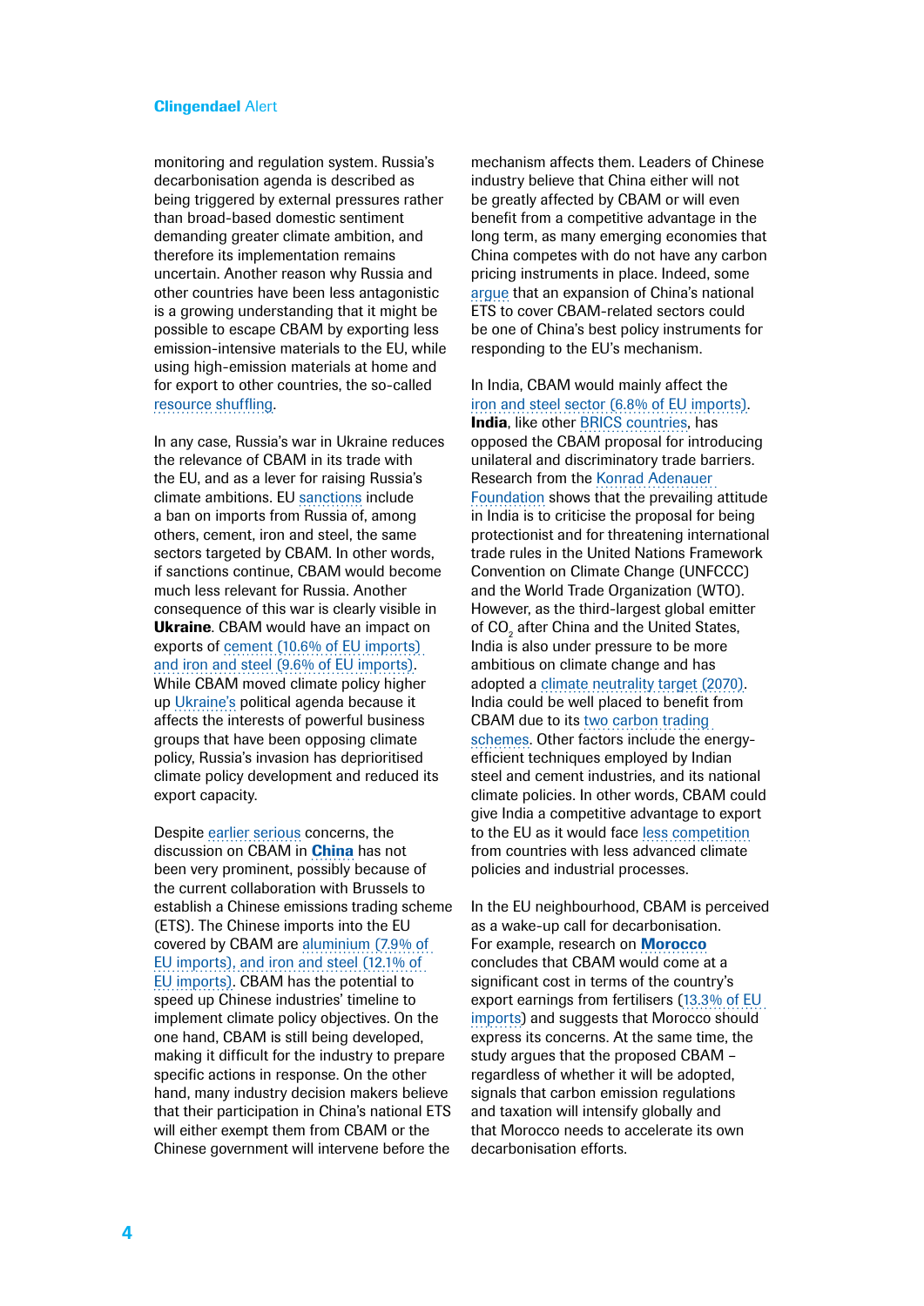monitoring and regulation system. Russia's decarbonisation agenda is described as being triggered by external pressures rather than broad-based domestic sentiment demanding greater climate ambition, and therefore its implementation remains uncertain. Another reason why Russia and other countries have been less antagonistic is a growing understanding that it might be possible to escape CBAM by exporting less emission-intensive materials to the EU, while using high-emission materials at home and for export to other countries, the so-called resource shuffling.

In any case, Russia's war in Ukraine reduces the relevance of CBAM in its trade with the EU, and as a lever for raising Russia's climate ambitions. EU sanctions include a ban on imports from Russia of, among others, cement, iron and steel, the same sectors targeted by CBAM. In other words, if sanctions continue, CBAM would become much less relevant for Russia. Another consequence of this war is clearly visible in **Ukraine**. CBAM would have an impact on exports of cement (10.6% of EU imports) and iron and steel (9.6% of EU imports). While CBAM moved climate policy higher up Ukraine's political agenda because it affects the interests of powerful business groups that have been opposing climate policy, Russia's invasion has deprioritised climate policy development and reduced its export capacity.

Despite earlier serious concerns, the discussion on CBAM in **China** has not been very prominent, possibly because of the current collaboration with Brussels to establish a Chinese emissions trading scheme (ETS). The Chinese imports into the EU covered by CBAM are aluminium (7.9% of EU imports), and iron and steel (12.1% of EU imports). CBAM has the potential to speed up Chinese industries' timeline to implement climate policy objectives. On the one hand, CBAM is still being developed, making it difficult for the industry to prepare specific actions in response. On the other hand, many industry decision makers believe that their participation in China's national ETS will either exempt them from CBAM or the Chinese government will intervene before the mechanism affects them. Leaders of Chinese industry believe that China either will not be greatly affected by CBAM or will even benefit from a competitive advantage in the long term, as many emerging economies that China competes with do not have any carbon pricing instruments in place. Indeed, some argue that an expansion of China's national ETS to cover CBAM-related sectors could be one of China's best policy instruments for responding to the EU's mechanism.

In India, CBAM would mainly affect the iron and steel sector (6.8% of EU imports). **India**, like other BRICS countries, has opposed the CBAM proposal for introducing unilateral and discriminatory trade barriers. Research from the Konrad Adenauer Foundation shows that the prevailing attitude in India is to criticise the proposal for being protectionist and for threatening international trade rules in the United Nations Framework Convention on Climate Change (UNFCCC) and the World Trade Organization (WTO). However, as the third-largest global emitter of $CO_2$ after China and the United States, India is also under pressure to be more ambitious on climate change and has adopted a climate neutrality target (2070). India could be well placed to benefit from CBAM due to its two carbon trading schemes. Other factors include the energy-efficient techniques employed by Indian steel and cement industries, and its national climate policies. In other words, CBAM could give India a competitive advantage to export to the EU as it would face less competition from countries with less advanced climate policies and industrial processes.

In the EU neighbourhood, CBAM is perceived as a wake-up call for decarbonisation. For example, research on **Morocco** concludes that CBAM would come at a significant cost in terms of the country's export earnings from fertilisers (13.3% of EU imports) and suggests that Morocco should express its concerns. At the same time, the study argues that the proposed CBAM – regardless of whether it will be adopted, signals that carbon emission regulations and taxation will intensify globally and that Morocco needs to accelerate its own decarbonisation efforts.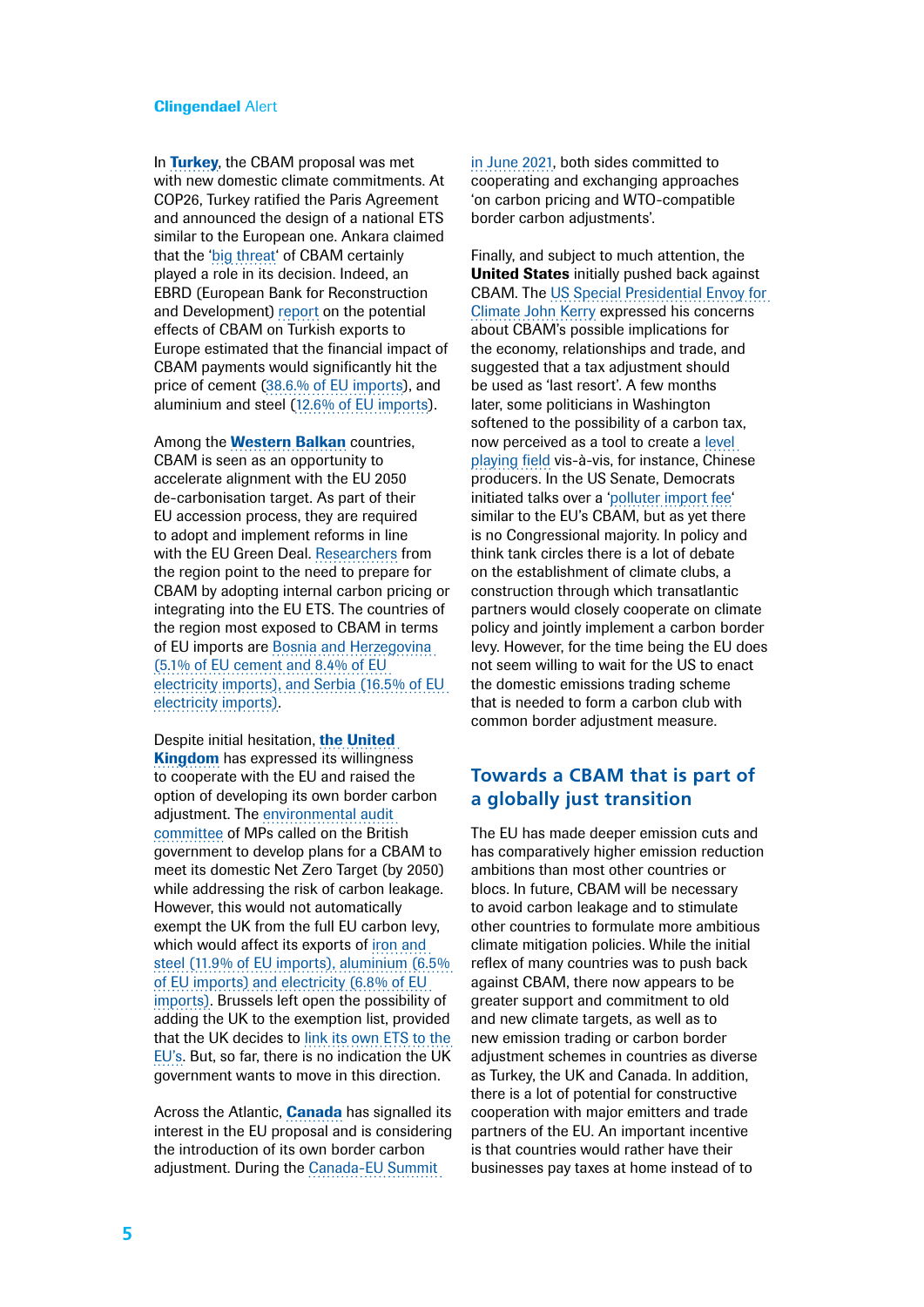In **Turkey**, the CBAM proposal was met with new domestic climate commitments. At COP26, Turkey ratified the Paris Agreement and announced the design of a national ETS similar to the European one. Ankara claimed that the 'big threat' of CBAM certainly played a role in its decision. Indeed, an EBRD (European Bank for Reconstruction and Development) report on the potential effects of CBAM on Turkish exports to Europe estimated that the financial impact of CBAM payments would significantly hit the price of cement (38.6.% of EU imports), and aluminium and steel (12.6% of EU imports).

Among the **Western Balkan** countries, CBAM is seen as an opportunity to accelerate alignment with the EU 2050 de-carbonisation target. As part of their EU accession process, they are required to adopt and implement reforms in line with the EU Green Deal. Researchers from the region point to the need to prepare for CBAM by adopting internal carbon pricing or integrating into the EU ETS. The countries of the region most exposed to CBAM in terms of EU imports are Bosnia and Herzegovina (5.1% of EU cement and 8.4% of EU electricity imports), and Serbia (16.5% of EU electricity imports).

Despite initial hesitation, **the United Kingdom** has expressed its willingness to cooperate with the EU and raised the option of developing its own border carbon adjustment. The environmental audit committee of MPs called on the British government to develop plans for a CBAM to meet its domestic Net Zero Target (by 2050) while addressing the risk of carbon leakage. However, this would not automatically exempt the UK from the full EU carbon levy, which would affect its exports of iron and steel (11.9% of EU imports), aluminium (6.5% of EU imports) and electricity (6.8% of EU imports). Brussels left open the possibility of adding the UK to the exemption list, provided that the UK decides to link its own ETS to the EU's. But, so far, there is no indication the UK government wants to move in this direction.

Across the Atlantic, **Canada** has signalled its interest in the EU proposal and is considering the introduction of its own border carbon adjustment. During the Canada-EU Summit in June 2021, both sides committed to cooperating and exchanging approaches 'on carbon pricing and WTO-compatible border carbon adjustments'.

Finally, and subject to much attention, the **United States** initially pushed back against CBAM. The US Special Presidential Envoy for Climate John Kerry expressed his concerns about CBAM's possible implications for the economy, relationships and trade, and suggested that a tax adjustment should be used as 'last resort'. A few months later, some politicians in Washington softened to the possibility of a carbon tax, now perceived as a tool to create a level playing field vis-à-vis, for instance, Chinese producers. In the US Senate, Democrats initiated talks over a 'polluter import fee' similar to the EU's CBAM, but as yet there is no Congressional majority. In policy and think tank circles there is a lot of debate on the establishment of climate clubs, a construction through which transatlantic partners would closely cooperate on climate policy and jointly implement a carbon border levy. However, for the time being the EU does not seem willing to wait for the US to enact the domestic emissions trading scheme that is needed to form a carbon club with common border adjustment measure.

## Towards a CBAM that is part of a globally just transition

The EU has made deeper emission cuts and has comparatively higher emission reduction ambitions than most other countries or blocs. In future, CBAM will be necessary to avoid carbon leakage and to stimulate other countries to formulate more ambitious climate mitigation policies. While the initial reflex of many countries was to push back against CBAM, there now appears to be greater support and commitment to old and new climate targets, as well as to new emission trading or carbon border adjustment schemes in countries as diverse as Turkey, the UK and Canada. In addition, there is a lot of potential for constructive cooperation with major emitters and trade partners of the EU. An important incentive is that countries would rather have their businesses pay taxes at home instead of to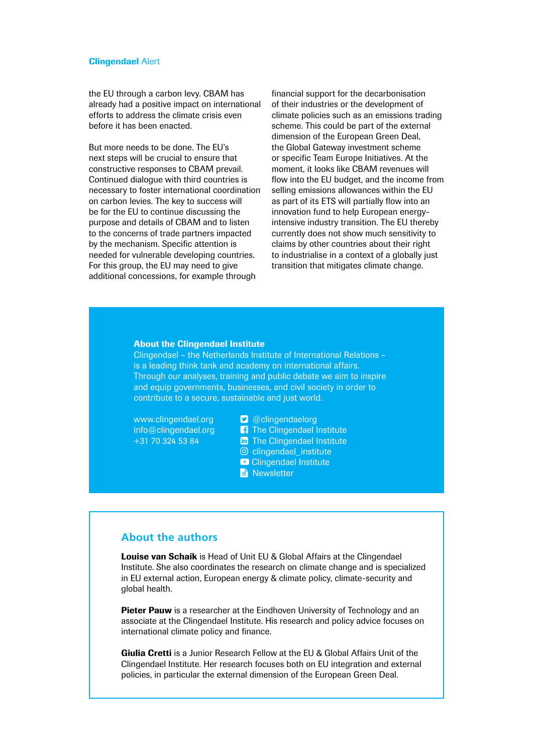the EU through a carbon levy. CBAM has already had a positive impact on international efforts to address the climate crisis even before it has been enacted.

But more needs to be done. The EU's next steps will be crucial to ensure that constructive responses to CBAM prevail. Continued dialogue with third countries is necessary to foster international coordination on carbon levies. The key to success will be for the EU to continue discussing the purpose and details of CBAM and to listen to the concerns of trade partners impacted by the mechanism. Specific attention is needed for vulnerable developing countries. For this group, the EU may need to give additional concessions, for example through financial support for the decarbonisation of their industries or the development of climate policies such as an emissions trading scheme. This could be part of the external dimension of the European Green Deal, the Global Gateway investment scheme or specific Team Europe Initiatives. At the moment, it looks like CBAM revenues will flow into the EU budget, and the income from selling emissions allowances within the EU as part of its ETS will partially flow into an innovation fund to help European energy-intensive industry transition. The EU thereby currently does not show much sensitivity to claims by other countries about their right to industrialise in a context of a globally just transition that mitigates climate change.

**About the Clingendael Institute**
Clingendael – the Netherlands Institute of International Relations – is a leading think tank and academy on international affairs. Through our analyses, training and public debate we aim to inspire and equip governments, businesses, and civil society in order to contribute to a secure, sustainable and just world.

www.clingendael.org
info@clingendael.org
+31 70 324 53 84

@clingendaelorg
The Clingendael Institute
The Clingendael Institute
clingendael_institute
Clingendael Institute
Newsletter

## About the authors

**Louise van Schaik** is Head of Unit EU & Global Affairs at the Clingendael Institute. She also coordinates the research on climate change and is specialized in EU external action, European energy & climate policy, climate-security and global health.

**Pieter Pauw** is a researcher at the Eindhoven University of Technology and an associate at the Clingendael Institute. His research and policy advice focuses on international climate policy and finance.

**Giulia Cretti** is a Junior Research Fellow at the EU & Global Affairs Unit of the Clingendael Institute. Her research focuses both on EU integration and external policies, in particular the external dimension of the European Green Deal.